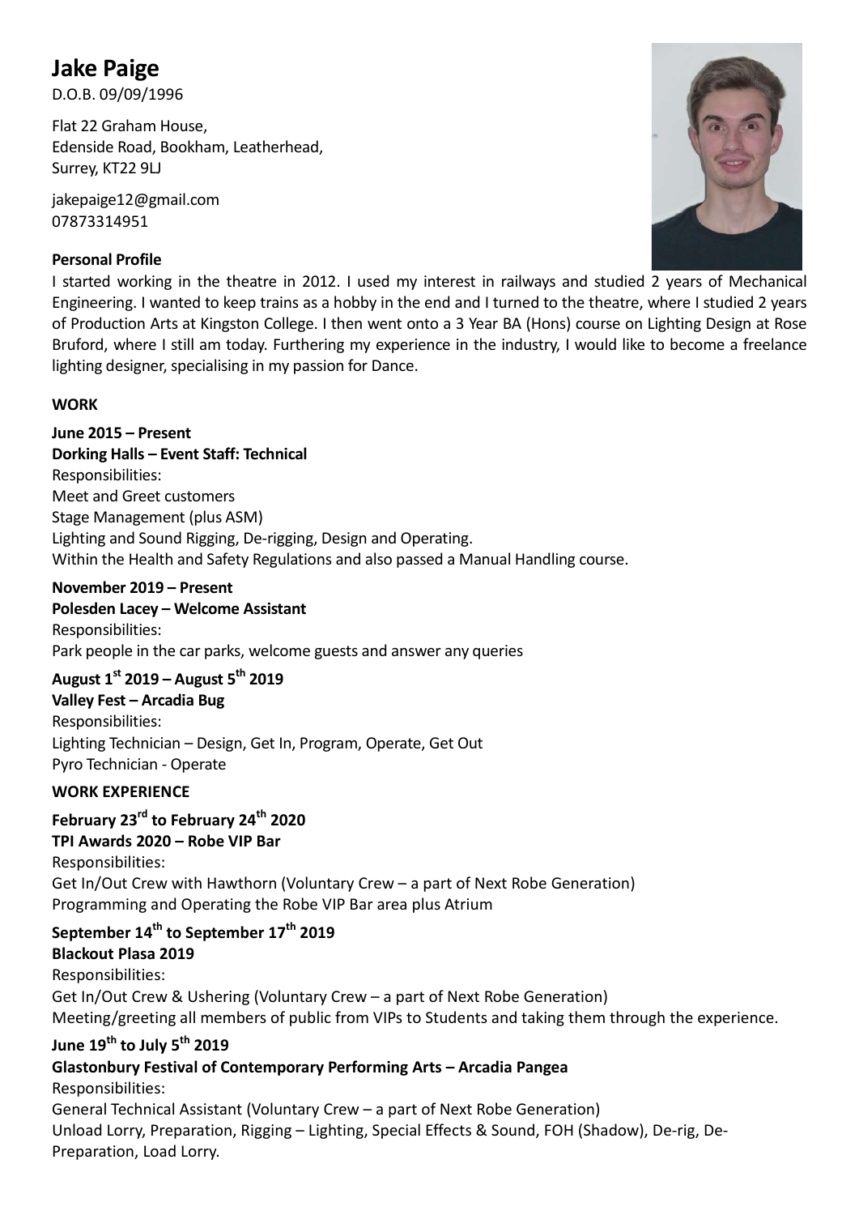# Jake Paige

D.O.B. 09/09/1996

Flat 22 Graham House,
Edenside Road, Bookham, Leatherhead,
Surrey, KT22 9LJ

jakepaige12@gmail.com
07873314951

**Personal Profile**

I started working in the theatre in 2012. I used my interest in railways and studied 2 years of Mechanical Engineering. I wanted to keep trains as a hobby in the end and I turned to the theatre, where I studied 2 years of Production Arts at Kingston College. I then went onto a 3 Year BA (Hons) course on Lighting Design at Rose Bruford, where I still am today. Furthering my experience in the industry, I would like to become a freelance lighting designer, specialising in my passion for Dance.

**WORK**

**June 2015 – Present**
**Dorking Halls – Event Staff: Technical**
Responsibilities:
Meet and Greet customers
Stage Management (plus ASM)
Lighting and Sound Rigging, De-rigging, Design and Operating.
Within the Health and Safety Regulations and also passed a Manual Handling course.

**November 2019 – Present**
**Polesden Lacey – Welcome Assistant**
Responsibilities:
Park people in the car parks, welcome guests and answer any queries

**August 1st 2019 – August 5th 2019**
**Valley Fest – Arcadia Bug**
Responsibilities:
Lighting Technician – Design, Get In, Program, Operate, Get Out
Pyro Technician - Operate

**WORK EXPERIENCE**

**February 23rd to February 24th 2020**
**TPI Awards 2020 – Robe VIP Bar**
Responsibilities:
Get In/Out Crew with Hawthorn (Voluntary Crew – a part of Next Robe Generation)
Programming and Operating the Robe VIP Bar area plus Atrium

**September 14th to September 17th 2019**
**Blackout Plasa 2019**
Responsibilities:
Get In/Out Crew & Ushering (Voluntary Crew – a part of Next Robe Generation)
Meeting/greeting all members of public from VIPs to Students and taking them through the experience.

**June 19th to July 5th 2019**
**Glastonbury Festival of Contemporary Performing Arts – Arcadia Pangea**
Responsibilities:
General Technical Assistant (Voluntary Crew – a part of Next Robe Generation)
Unload Lorry, Preparation, Rigging – Lighting, Special Effects & Sound, FOH (Shadow), De-rig, De-Preparation, Load Lorry.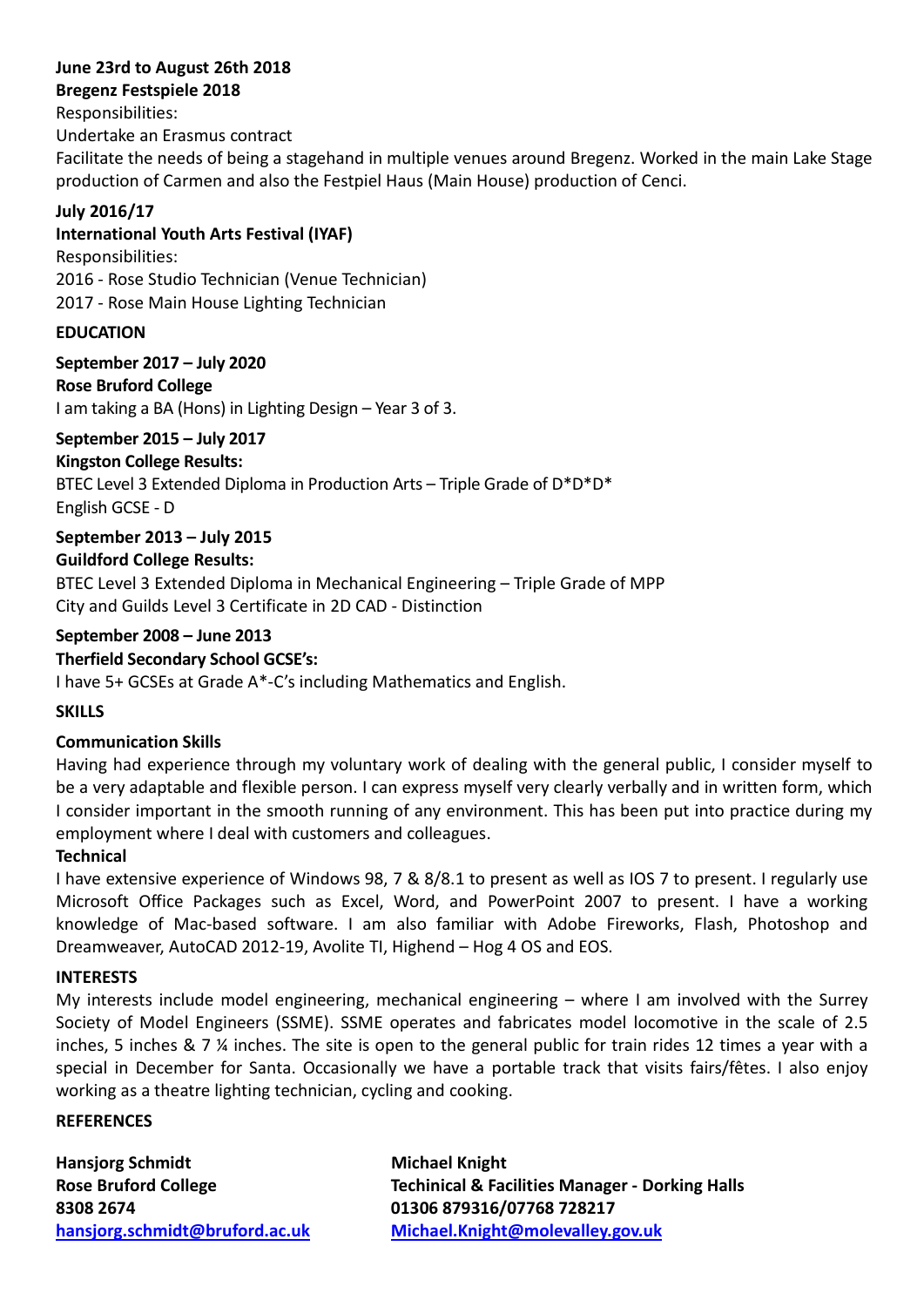**June 23rd to August 26th 2018**
**Bregenz Festspiele 2018**
Responsibilities:
Undertake an Erasmus contract
Facilitate the needs of being a stagehand in multiple venues around Bregenz. Worked in the main Lake Stage production of Carmen and also the Festpiel Haus (Main House) production of Cenci.

**July 2016/17**
**International Youth Arts Festival (IYAF)**
Responsibilities:
2016 - Rose Studio Technician (Venue Technician)
2017 - Rose Main House Lighting Technician

## EDUCATION

**September 2017 – July 2020**
**Rose Bruford College**
I am taking a BA (Hons) in Lighting Design – Year 3 of 3.

**September 2015 – July 2017**
**Kingston College Results:**
BTEC Level 3 Extended Diploma in Production Arts – Triple Grade of D*D*D*
English GCSE - D

**September 2013 – July 2015**
**Guildford College Results:**
BTEC Level 3 Extended Diploma in Mechanical Engineering – Triple Grade of MPP
City and Guilds Level 3 Certificate in 2D CAD - Distinction

**September 2008 – June 2013**
**Therfield Secondary School GCSE's:**
I have 5+ GCSEs at Grade A*-C's including Mathematics and English.

## SKILLS

**Communication Skills**
Having had experience through my voluntary work of dealing with the general public, I consider myself to be a very adaptable and flexible person. I can express myself very clearly verbally and in written form, which I consider important in the smooth running of any environment. This has been put into practice during my employment where I deal with customers and colleagues.

**Technical**
I have extensive experience of Windows 98, 7 & 8/8.1 to present as well as IOS 7 to present. I regularly use Microsoft Office Packages such as Excel, Word, and PowerPoint 2007 to present. I have a working knowledge of Mac-based software. I am also familiar with Adobe Fireworks, Flash, Photoshop and Dreamweaver, AutoCAD 2012-19, Avolite TI, Highend – Hog 4 OS and EOS.

## INTERESTS

My interests include model engineering, mechanical engineering – where I am involved with the Surrey Society of Model Engineers (SSME). SSME operates and fabricates model locomotive in the scale of 2.5 inches, 5 inches & 7 ¼ inches. The site is open to the general public for train rides 12 times a year with a special in December for Santa. Occasionally we have a portable track that visits fairs/fêtes. I also enjoy working as a theatre lighting technician, cycling and cooking.

## REFERENCES

**Hansjorg Schmidt**
**Rose Bruford College**
**8308 2674**
**hansjorg.schmidt@bruford.ac.uk**

**Michael Knight**
**Techinical & Facilities Manager - Dorking Halls**
**01306 879316/07768 728217**
**Michael.Knight@molevalley.gov.uk**